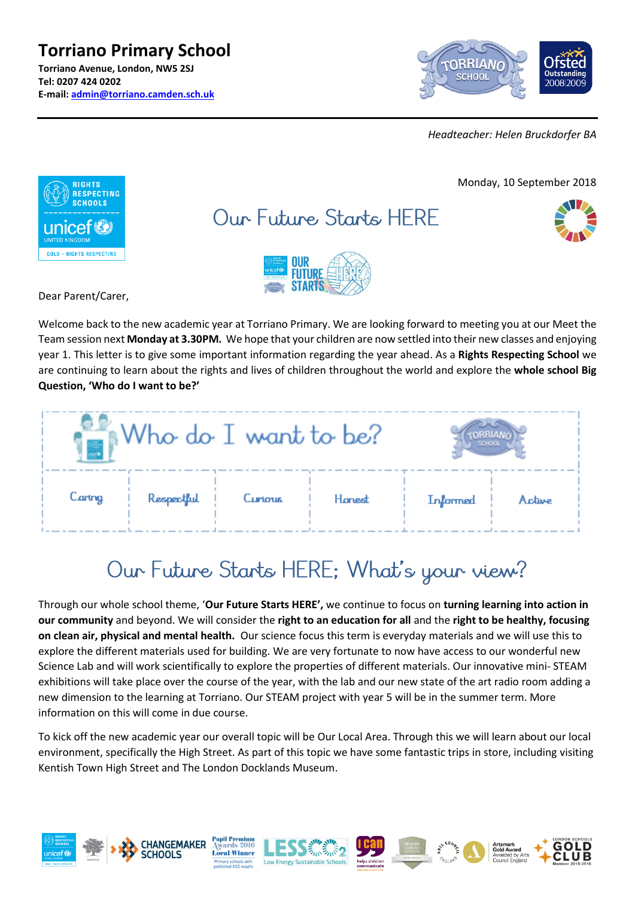# Torriano Primary School

**Torriano Avenue, London, NW5 2SJ**
**Tel: 0207 424 0202**
**E-mail: admin@torriano.camden.sch.uk**

*Headteacher: Helen Bruckdorfer BA*

Monday, 10 September 2018

## Our Future Starts HERE

Dear Parent/Carer,

Welcome back to the new academic year at Torriano Primary. We are looking forward to meeting you at our Meet the Team session next **Monday at 3.30PM.** We hope that your children are now settled into their new classes and enjoying year 1. This letter is to give some important information regarding the year ahead. As a **Rights Respecting School** we are continuing to learn about the rights and lives of children throughout the world and explore the **whole school Big Question, 'Who do I want to be?'**

| Who do I want to be? | | | | | |
|---|---|---|---|---|---|
| Caring | Respectful | Curious | Honest | Informed | Active |

## Our Future Starts HERE; What's your view?

Through our whole school theme, '**Our Future Starts HERE',** we continue to focus on **turning learning into action in our community** and beyond. We will consider the **right to an education for all** and the **right to be healthy, focusing on clean air, physical and mental health.** Our science focus this term is everyday materials and we will use this to explore the different materials used for building. We are very fortunate to now have access to our wonderful new Science Lab and will work scientifically to explore the properties of different materials. Our innovative mini- STEAM exhibitions will take place over the course of the year, with the lab and our new state of the art radio room adding a new dimension to the learning at Torriano. Our STEAM project with year 5 will be in the summer term. More information on this will come in due course.

To kick off the new academic year our overall topic will be Our Local Area. Through this we will learn about our local environment, specifically the High Street. As part of this topic we have some fantastic trips in store, including visiting Kentish Town High Street and The London Docklands Museum.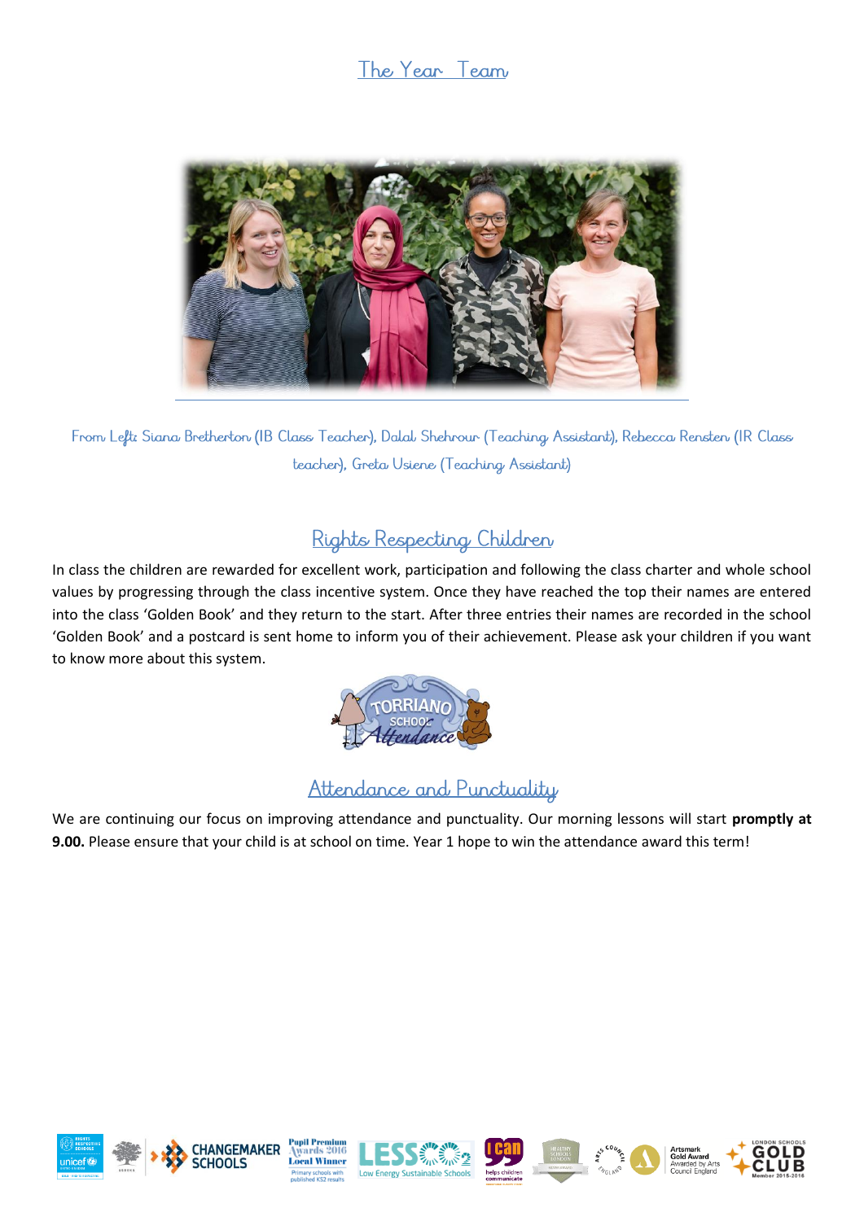## The Year Team

From Left: Siana Bretherton (IB Class Teacher), Dalal Shehrour (Teaching Assistant), Rebecca Rensten (IR Class teacher), Greta Usiene (Teaching Assistant)

## Rights Respecting Children

In class the children are rewarded for excellent work, participation and following the class charter and whole school values by progressing through the class incentive system. Once they have reached the top their names are entered into the class 'Golden Book' and they return to the start. After three entries their names are recorded in the school 'Golden Book' and a postcard is sent home to inform you of their achievement. Please ask your children if you want to know more about this system.

## Attendance and Punctuality

We are continuing our focus on improving attendance and punctuality. Our morning lessons will start **promptly at 9.00.** Please ensure that your child is at school on time. Year 1 hope to win the attendance award this term!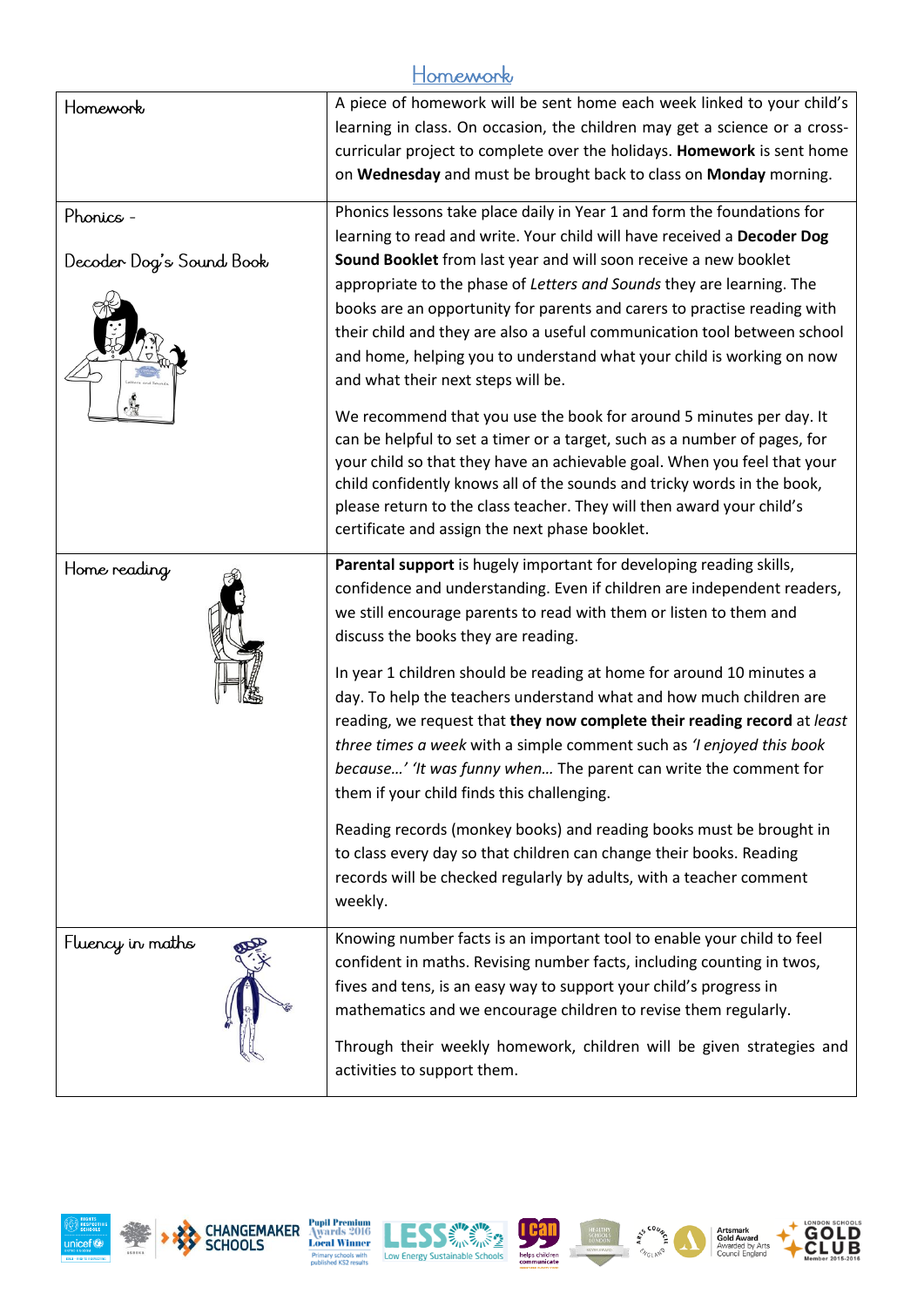# Homework

| | |
|---|---|
| Homework | A piece of homework will be sent home each week linked to your child's learning in class. On occasion, the children may get a science or a cross-curricular project to complete over the holidays. **Homework** is sent home on **Wednesday** and must be brought back to class on **Monday** morning. |
| Phonics - Decoder Dog's Sound Book | Phonics lessons take place daily in Year 1 and form the foundations for learning to read and write. Your child will have received a **Decoder Dog Sound Booklet** from last year and will soon receive a new booklet appropriate to the phase of *Letters and Sounds* they are learning. The books are an opportunity for parents and carers to practise reading with their child and they are also a useful communication tool between school and home, helping you to understand what your child is working on now and what their next steps will be.<br><br>We recommend that you use the book for around 5 minutes per day. It can be helpful to set a timer or a target, such as a number of pages, for your child so that they have an achievable goal. When you feel that your child confidently knows all of the sounds and tricky words in the book, please return to the class teacher. They will then award your child's certificate and assign the next phase booklet. |
| Home reading | **Parental support** is hugely important for developing reading skills, confidence and understanding. Even if children are independent readers, we still encourage parents to read with them or listen to them and discuss the books they are reading.<br><br>In year 1 children should be reading at home for around 10 minutes a day. To help the teachers understand what and how much children are reading, we request that **they now complete their reading record** at *least three times a week* with a simple comment such as *'I enjoyed this book because…' 'It was funny when…* The parent can write the comment for them if your child finds this challenging.<br><br>Reading records (monkey books) and reading books must be brought in to class every day so that children can change their books. Reading records will be checked regularly by adults, with a teacher comment weekly. |
| Fluency in maths | Knowing number facts is an important tool to enable your child to feel confident in maths. Revising number facts, including counting in twos, fives and tens, is an easy way to support your child's progress in mathematics and we encourage children to revise them regularly.<br><br>Through their weekly homework, children will be given strategies and activities to support them. |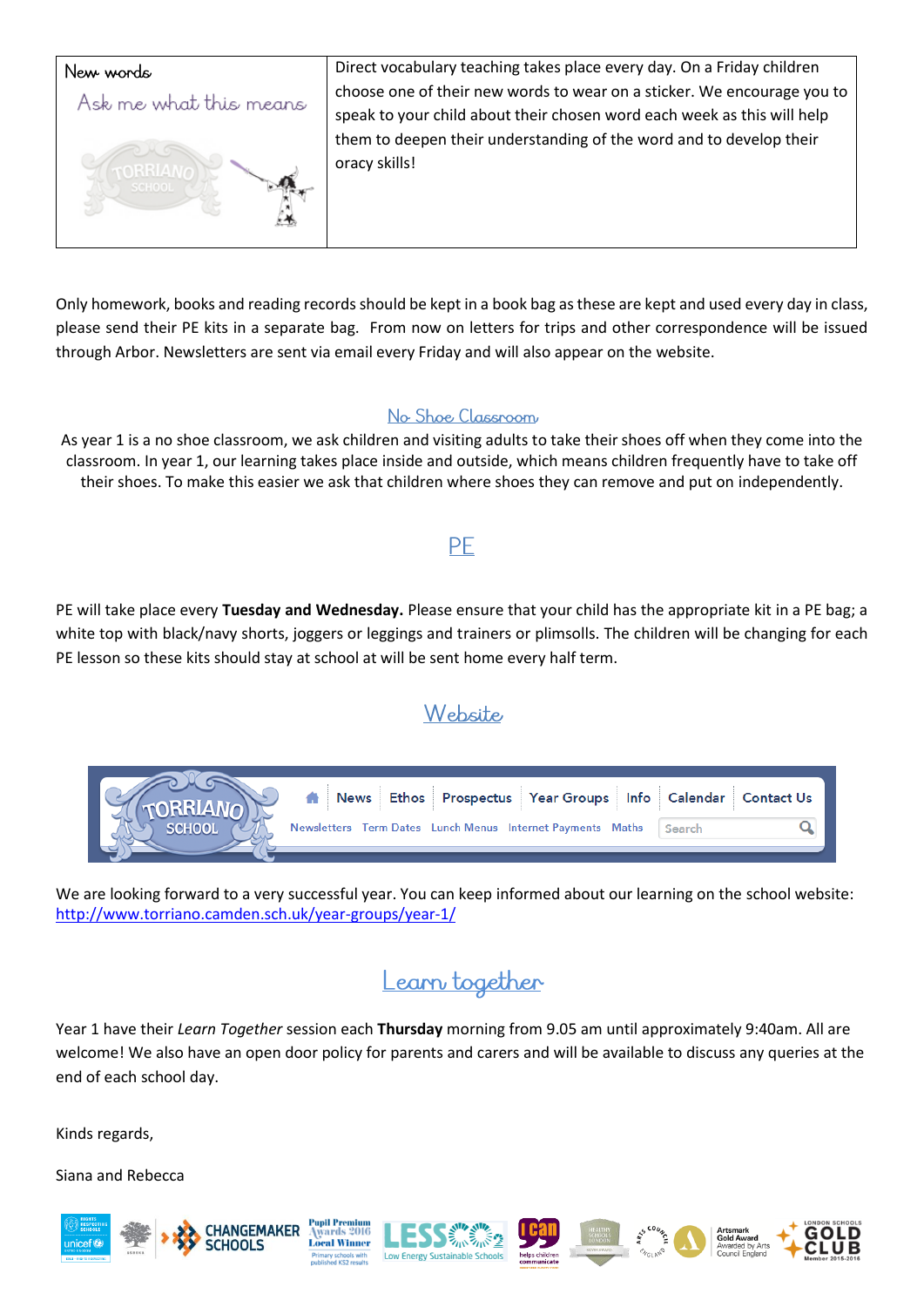| New words Ask me what this means | Direct vocabulary teaching takes place every day. On a Friday children choose one of their new words to wear on a sticker. We encourage you to speak to your child about their chosen word each week as this will help them to deepen their understanding of the word and to develop their oracy skills! |
| --- | --- |

Only homework, books and reading records should be kept in a book bag as these are kept and used every day in class, please send their PE kits in a separate bag. From now on letters for trips and other correspondence will be issued through Arbor. Newsletters are sent via email every Friday and will also appear on the website.

## No Shoe Classroom

As year 1 is a no shoe classroom, we ask children and visiting adults to take their shoes off when they come into the classroom. In year 1, our learning takes place inside and outside, which means children frequently have to take off their shoes. To make this easier we ask that children where shoes they can remove and put on independently.

## PE

PE will take place every **Tuesday and Wednesday.** Please ensure that your child has the appropriate kit in a PE bag; a white top with black/navy shorts, joggers or leggings and trainers or plimsolls. The children will be changing for each PE lesson so these kits should stay at school at will be sent home every half term.

## Website

We are looking forward to a very successful year. You can keep informed about our learning on the school website: http://www.torriano.camden.sch.uk/year-groups/year-1/

## Learn together

Year 1 have their *Learn Together* session each **Thursday** morning from 9.05 am until approximately 9:40am. All are welcome! We also have an open door policy for parents and carers and will be available to discuss any queries at the end of each school day.

Kinds regards,

Siana and Rebecca